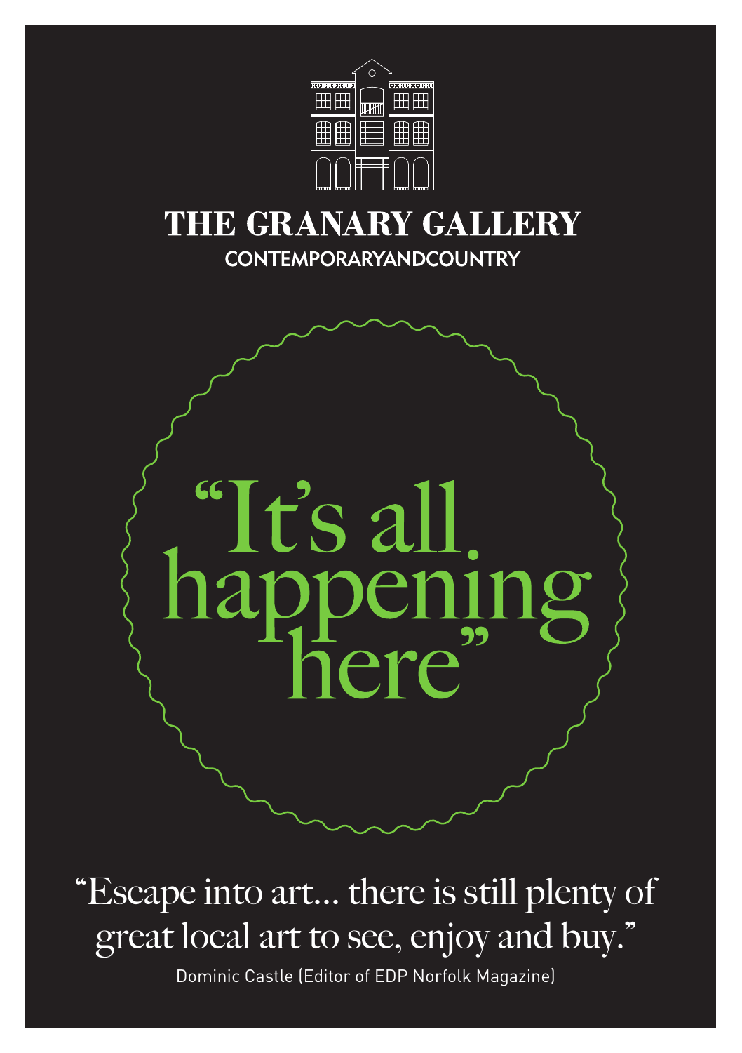# THE GRANARY GALLERY

CONTEMPORARYANDCOUNTRY

## "It's all happening here"

"Escape into art... there is still plenty of great local art to see, enjoy and buy."

Dominic Castle (Editor of EDP Norfolk Magazine)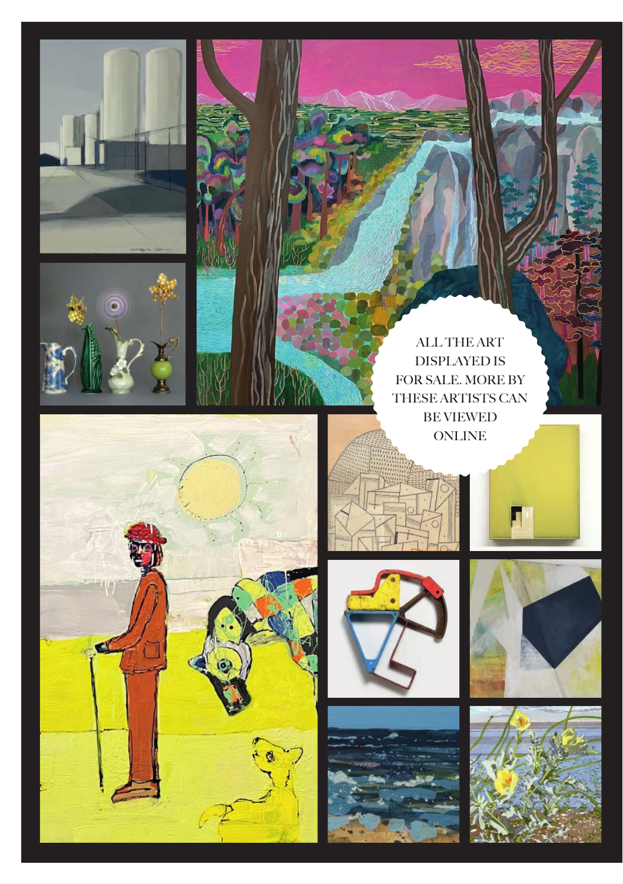ALL THE ART DISPLAYED IS FOR SALE. MORE BY THESE ARTISTS CAN BE VIEWED ONLINE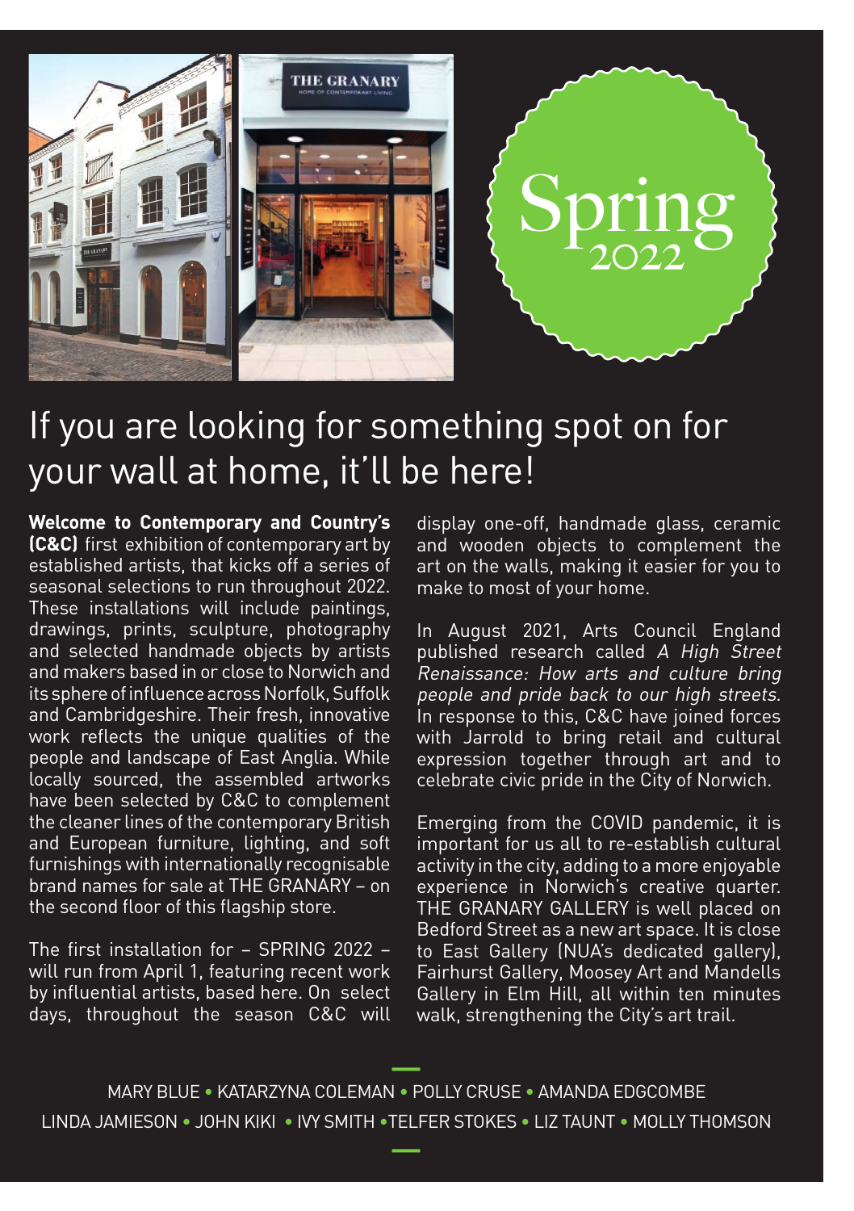Spring 2022

# If you are looking for something spot on for your wall at home, it'll be here!

**Welcome to Contemporary and Country's (C&C)** first exhibition of contemporary art by established artists, that kicks off a series of seasonal selections to run throughout 2022. These installations will include paintings, drawings, prints, sculpture, photography and selected handmade objects by artists and makers based in or close to Norwich and its sphere of influence across Norfolk, Suffolk and Cambridgeshire. Their fresh, innovative work reflects the unique qualities of the people and landscape of East Anglia. While locally sourced, the assembled artworks have been selected by C&C to complement the cleaner lines of the contemporary British and European furniture, lighting, and soft furnishings with internationally recognisable brand names for sale at THE GRANARY – on the second floor of this flagship store.

The first installation for – SPRING 2022 – will run from April 1, featuring recent work by influential artists, based here. On select days, throughout the season C&C will display one-off, handmade glass, ceramic and wooden objects to complement the art on the walls, making it easier for you to make to most of your home.

In August 2021, Arts Council England published research called *A High Street Renaissance: How arts and culture bring people and pride back to our high streets.* In response to this, C&C have joined forces with Jarrold to bring retail and cultural expression together through art and to celebrate civic pride in the City of Norwich.

Emerging from the COVID pandemic, it is important for us all to re-establish cultural activity in the city, adding to a more enjoyable experience in Norwich's creative quarter. THE GRANARY GALLERY is well placed on Bedford Street as a new art space. It is close to East Gallery (NUA's dedicated gallery), Fairhurst Gallery, Moosey Art and Mandells Gallery in Elm Hill, all within ten minutes walk, strengthening the City's art trail.

MARY BLUE • KATARZYNA COLEMAN • POLLY CRUSE • AMANDA EDGCOMBE
LINDA JAMIESON • JOHN KIKI • IVY SMITH • TELFER STOKES • LIZ TAUNT • MOLLY THOMSON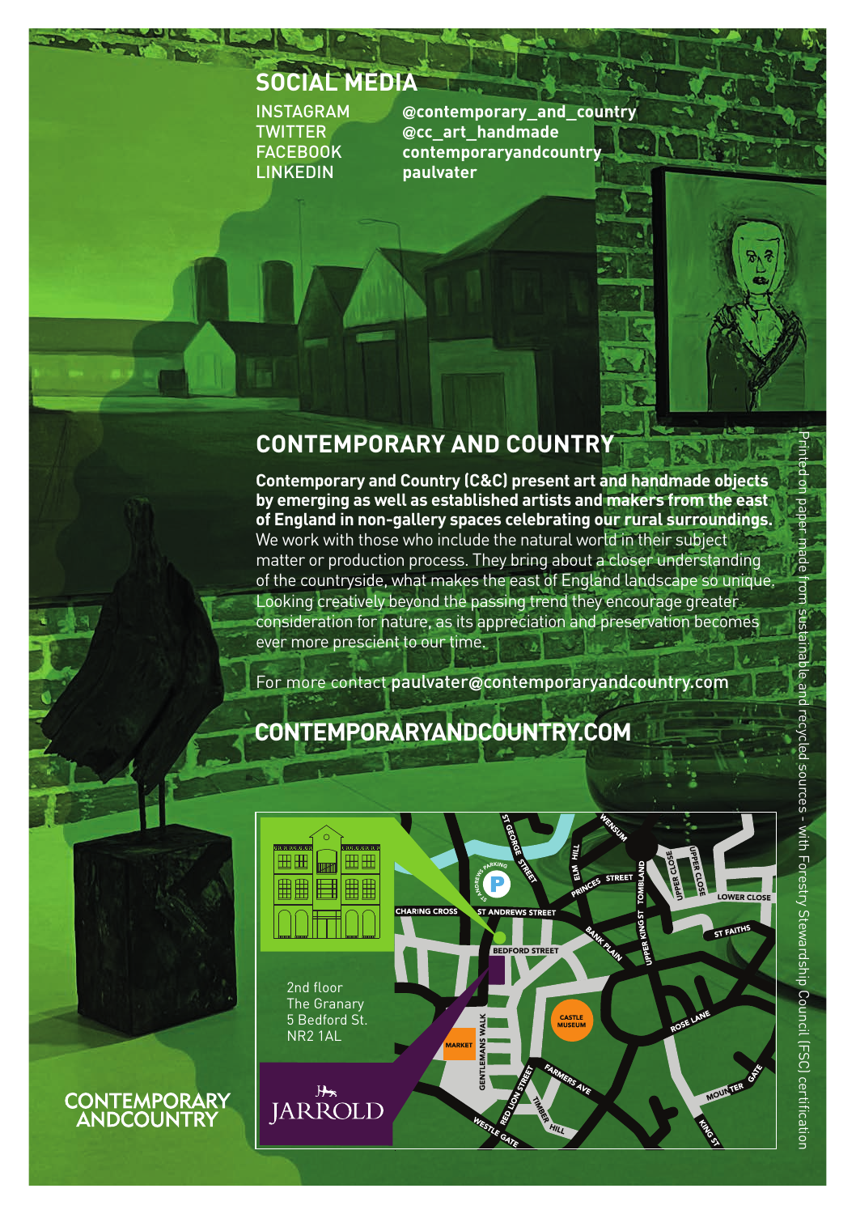## SOCIAL MEDIA

| | |
|---|---|
| INSTAGRAM | **@contemporary_and_country** |
| TWITTER | **@cc_art_handmade** |
| FACEBOOK | **contemporaryandcountry** |
| LINKEDIN | **paulvater** |

## CONTEMPORARY AND COUNTRY

**Contemporary and Country (C&C) present art and handmade objects by emerging as well as established artists and makers from the east of England in non-gallery spaces celebrating our rural surroundings.** We work with those who include the natural world in their subject matter or production process. They bring about a closer understanding of the countryside, what makes the east of England landscape so unique. Looking creatively beyond the passing trend they encourage greater consideration for nature, as its appreciation and preservation becomes ever more prescient to our time.

For more contact **paulvater@contemporaryandcountry.com**

## CONTEMPORARYANDCOUNTRY.COM

2nd floor
The Granary
5 Bedford St.
NR2 1AL

JARROLD

CONTEMPORARY ANDCOUNTRY

Printed on paper made from sustainable and recycled sources - with Forestry Stewardship Council (FSC) certification